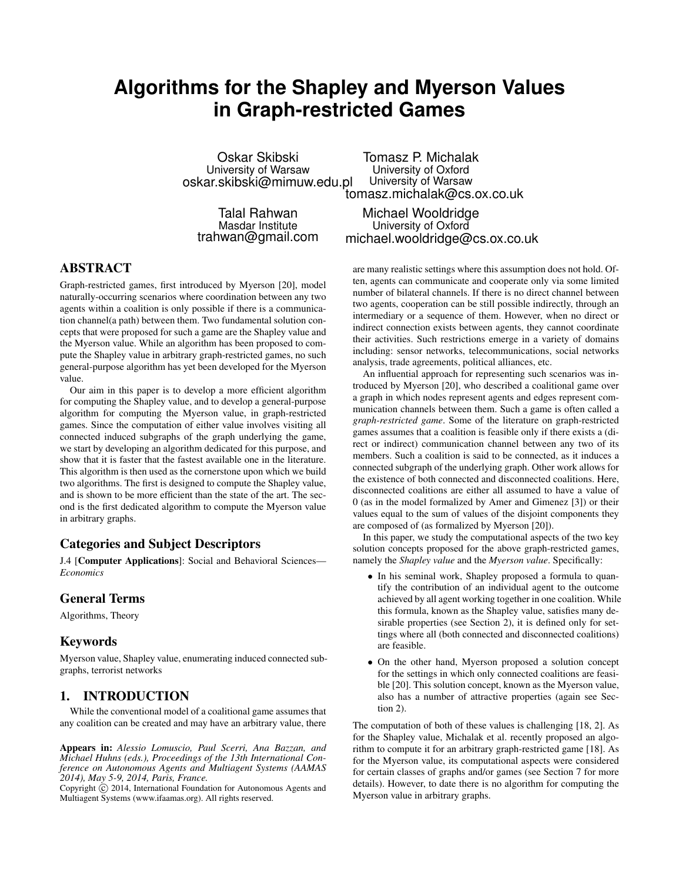# Algorithms for the Shapley and Myerson Values in Graph-restricted Games

Oskar Skibski
University of Warsaw
oskar.skibski@mimuw.edu.pl

Tomasz P. Michalak
University of Oxford
University of Warsaw
tomasz.michalak@cs.ox.co.uk

Talal Rahwan
Masdar Institute
trahwan@gmail.com

Michael Wooldridge
University of Oxford
michael.wooldridge@cs.ox.co.uk

## ABSTRACT

Graph-restricted games, first introduced by Myerson [20], model naturally-occurring scenarios where coordination between any two agents within a coalition is only possible if there is a communication channel(a path) between them. Two fundamental solution concepts that were proposed for such a game are the Shapley value and the Myerson value. While an algorithm has been proposed to compute the Shapley value in arbitrary graph-restricted games, no such general-purpose algorithm has yet been developed for the Myerson value.

Our aim in this paper is to develop a more efficient algorithm for computing the Shapley value, and to develop a general-purpose algorithm for computing the Myerson value, in graph-restricted games. Since the computation of either value involves visiting all connected induced subgraphs of the graph underlying the game, we start by developing an algorithm dedicated for this purpose, and show that it is faster that the fastest available one in the literature. This algorithm is then used as the cornerstone upon which we build two algorithms. The first is designed to compute the Shapley value, and is shown to be more efficient than the state of the art. The second is the first dedicated algorithm to compute the Myerson value in arbitrary graphs.

### Categories and Subject Descriptors

J.4 [**Computer Applications**]: Social and Behavioral Sciences—*Economics*

### General Terms

Algorithms, Theory

### Keywords

Myerson value, Shapley value, enumerating induced connected subgraphs, terrorist networks

## 1. INTRODUCTION

While the conventional model of a coalitional game assumes that any coalition can be created and may have an arbitrary value, there are many realistic settings where this assumption does not hold. Often, agents can communicate and cooperate only via some limited number of bilateral channels. If there is no direct channel between two agents, cooperation can be still possible indirectly, through an intermediary or a sequence of them. However, when no direct or indirect connection exists between agents, they cannot coordinate their activities. Such restrictions emerge in a variety of domains including: sensor networks, telecommunications, social networks analysis, trade agreements, political alliances, etc.

An influential approach for representing such scenarios was introduced by Myerson [20], who described a coalitional game over a graph in which nodes represent agents and edges represent communication channels between them. Such a game is often called a *graph-restricted game*. Some of the literature on graph-restricted games assumes that a coalition is feasible only if there exists a (direct or indirect) communication channel between any two of its members. Such a coalition is said to be connected, as it induces a connected subgraph of the underlying graph. Other work allows for the existence of both connected and disconnected coalitions. Here, disconnected coalitions are either all assumed to have a value of 0 (as in the model formalized by Amer and Gimenez [3]) or their values equal to the sum of values of the disjoint components they are composed of (as formalized by Myerson [20]).

In this paper, we study the computational aspects of the two key solution concepts proposed for the above graph-restricted games, namely the *Shapley value* and the *Myerson value*. Specifically:

- In his seminal work, Shapley proposed a formula to quantify the contribution of an individual agent to the outcome achieved by all agent working together in one coalition. While this formula, known as the Shapley value, satisfies many desirable properties (see Section 2), it is defined only for settings where all (both connected and disconnected coalitions) are feasible.
- On the other hand, Myerson proposed a solution concept for the settings in which only connected coalitions are feasible [20]. This solution concept, known as the Myerson value, also has a number of attractive properties (again see Section 2).

The computation of both of these values is challenging [18, 2]. As for the Shapley value, Michalak et al. recently proposed an algorithm to compute it for an arbitrary graph-restricted game [18]. As for the Myerson value, its computational aspects were considered for certain classes of graphs and/or games (see Section 7 for more details). However, to date there is no algorithm for computing the Myerson value in arbitrary graphs.

**Appears in:** *Alessio Lomuscio, Paul Scerri, Ana Bazzan, and Michael Huhns (eds.), Proceedings of the 13th International Conference on Autonomous Agents and Multiagent Systems (AAMAS 2014), May 5-9, 2014, Paris, France.*
Copyright © 2014, International Foundation for Autonomous Agents and Multiagent Systems (www.ifaamas.org). All rights reserved.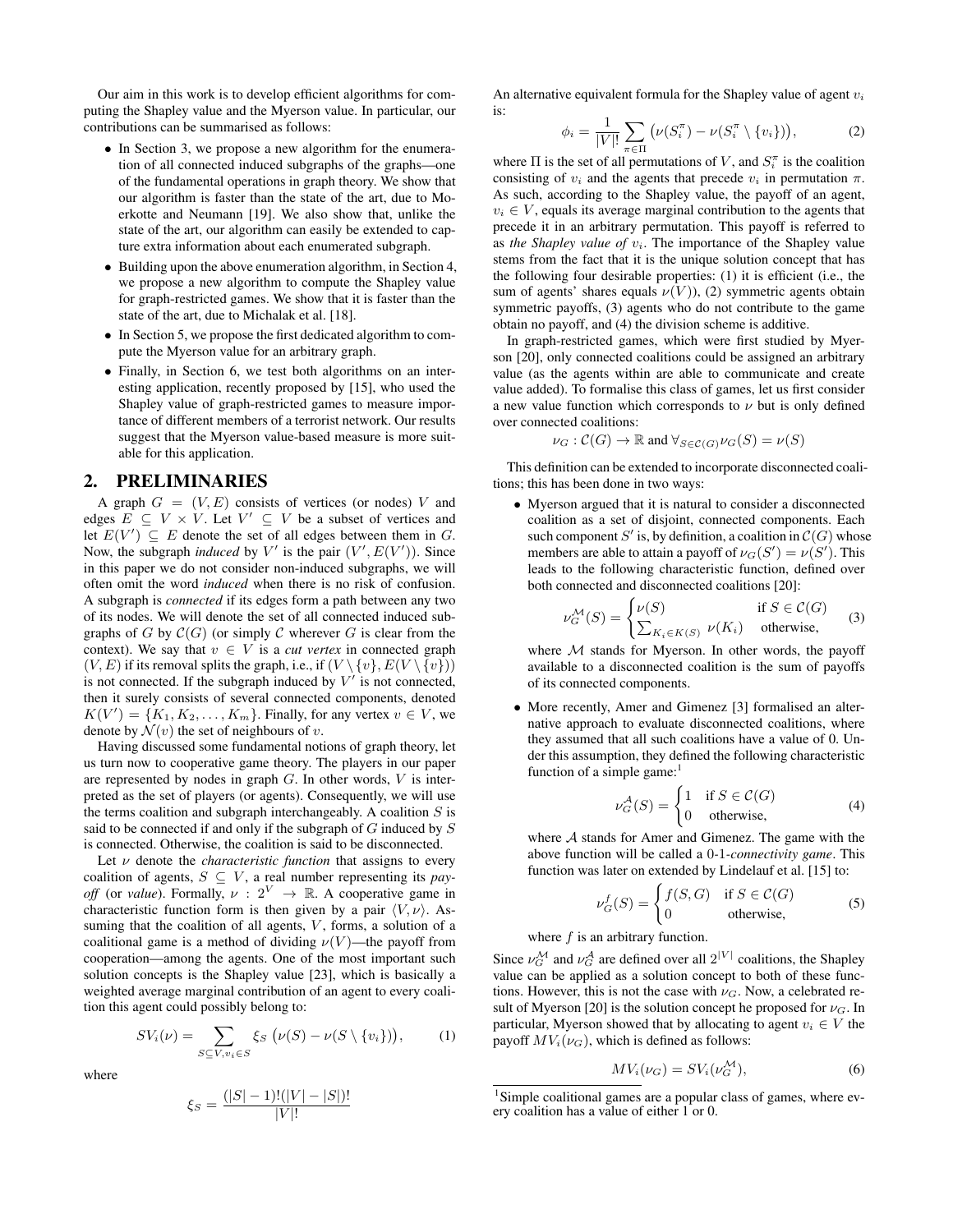Our aim in this work is to develop efficient algorithms for computing the Shapley value and the Myerson value. In particular, our contributions can be summarised as follows:

- In Section 3, we propose a new algorithm for the enumeration of all connected induced subgraphs of the graphs—one of the fundamental operations in graph theory. We show that our algorithm is faster than the state of the art, due to Moerkotte and Neumann [19]. We also show that, unlike the state of the art, our algorithm can easily be extended to capture extra information about each enumerated subgraph.
- Building upon the above enumeration algorithm, in Section 4, we propose a new algorithm to compute the Shapley value for graph-restricted games. We show that it is faster than the state of the art, due to Michalak et al. [18].
- In Section 5, we propose the first dedicated algorithm to compute the Myerson value for an arbitrary graph.
- Finally, in Section 6, we test both algorithms on an interesting application, recently proposed by [15], who used the Shapley value of graph-restricted games to measure importance of different members of a terrorist network. Our results suggest that the Myerson value-based measure is more suitable for this application.

## 2. PRELIMINARIES

A graph $G = (V, E)$ consists of vertices (or nodes) $V$ and edges $E \subseteq V \times V$. Let $V' \subseteq V$ be a subset of vertices and let $E(V') \subseteq E$ denote the set of all edges between them in $G$. Now, the subgraph *induced* by $V'$ is the pair $(V', E(V'))$. Since in this paper we do not consider non-induced subgraphs, we will often omit the word *induced* when there is no risk of confusion. A subgraph is *connected* if its edges form a path between any two of its nodes. We will denote the set of all connected induced subgraphs of $G$ by $\mathcal{C}(G)$ (or simply $\mathcal{C}$ wherever $G$ is clear from the context). We say that $v \in V$ is a *cut vertex* in connected graph $(V, E)$ if its removal splits the graph, i.e., if $(V \setminus \{v\}, E(V \setminus \{v\}))$ is not connected. If the subgraph induced by $V'$ is not connected, then it surely consists of several connected components, denoted $K(V') = \{K_1, K_2, \ldots, K_m\}$. Finally, for any vertex $v \in V$, we denote by $\mathcal{N}(v)$ the set of neighbours of $v$.

Having discussed some fundamental notions of graph theory, let us turn now to cooperative game theory. The players in our paper are represented by nodes in graph $G$. In other words, $V$ is interpreted as the set of players (or agents). Consequently, we will use the terms coalition and subgraph interchangeably. A coalition $S$ is said to be connected if and only if the subgraph of $G$ induced by $S$ is connected. Otherwise, the coalition is said to be disconnected.

Let $\nu$ denote the *characteristic function* that assigns to every coalition of agents, $S \subseteq V$, a real number representing its *payoff* (or *value*). Formally, $\nu : 2^V \to \mathbb{R}$. A cooperative game in characteristic function form is then given by a pair $\langle V, \nu \rangle$. Assuming that the coalition of all agents, $V$, forms, a solution of a coalitional game is a method of dividing $\nu(V)$—the payoff from cooperation—among the agents. One of the most important such solution concepts is the Shapley value [23], which is basically a weighted average marginal contribution of an agent to every coalition this agent could possibly belong to:

$$SV_i(\nu) = \sum_{S \subseteq V, v_i \in S} \xi_S \left(\nu(S) - \nu(S \setminus \{v_i\})\right), \tag{1}$$

where

$$\xi_S = \frac{(|S|-1)!(|V|-|S|)!}{|V|!}$$

An alternative equivalent formula for the Shapley value of agent $v_i$ is:

$$\phi_i = \frac{1}{|V|!} \sum_{\pi \in \Pi} \left(\nu(S_i^\pi) - \nu(S_i^\pi \setminus \{v_i\})\right), \tag{2}$$

where $\Pi$ is the set of all permutations of $V$, and $S_i^\pi$ is the coalition consisting of $v_i$ and the agents that precede $v_i$ in permutation $\pi$. As such, according to the Shapley value, the payoff of an agent, $v_i \in V$, equals its average marginal contribution to the agents that precede it in an arbitrary permutation. This payoff is referred to as *the Shapley value of* $v_i$. The importance of the Shapley value stems from the fact that it is the unique solution concept that has the following four desirable properties: (1) it is efficient (i.e., the sum of agents' shares equals $\nu(V)$), (2) symmetric agents obtain symmetric payoffs, (3) agents who do not contribute to the game obtain no payoff, and (4) the division scheme is additive.

In graph-restricted games, which were first studied by Myerson [20], only connected coalitions could be assigned an arbitrary value (as the agents within are able to communicate and create value added). To formalise this class of games, let us first consider a new value function which corresponds to $\nu$ but is only defined over connected coalitions:

$$\nu_G : \mathcal{C}(G) \to \mathbb{R} \text{ and } \forall_{S \in \mathcal{C}(G)} \nu_G(S) = \nu(S)$$

This definition can be extended to incorporate disconnected coalitions; this has been done in two ways:

- Myerson argued that it is natural to consider a disconnected coalition as a set of disjoint, connected components. Each such component $S'$ is, by definition, a coalition in $\mathcal{C}(G)$ whose members are able to attain a payoff of $\nu_G(S') = \nu(S')$. This leads to the following characteristic function, defined over both connected and disconnected coalitions [20]:

$$\nu_G^{\mathcal{M}}(S) = \begin{cases} \nu(S) & \text{if } S \in \mathcal{C}(G) \\ \sum_{K_i \in K(S)} \nu(K_i) & \text{otherwise,} \end{cases} \tag{3}$$

  where $\mathcal{M}$ stands for Myerson. In other words, the payoff available to a disconnected coalition is the sum of payoffs of its connected components.

- More recently, Amer and Gimenez [3] formalised an alternative approach to evaluate disconnected coalitions, where they assumed that all such coalitions have a value of 0. Under this assumption, they defined the following characteristic function of a simple game:[1]

$$\nu_G^{\mathcal{A}}(S) = \begin{cases} 1 & \text{if } S \in \mathcal{C}(G) \\ 0 & \text{otherwise,} \end{cases} \tag{4}$$

  where $\mathcal{A}$ stands for Amer and Gimenez. The game with the above function will be called a 0-1-*connectivity game*. This function was later on extended by Lindelauf et al. [15] to:

$$\nu_G^{f}(S) = \begin{cases} f(S, G) & \text{if } S \in \mathcal{C}(G) \\ 0 & \text{otherwise,} \end{cases} \tag{5}$$

  where $f$ is an arbitrary function.

Since $\nu_G^{\mathcal{M}}$ and $\nu_G^{\mathcal{A}}$ are defined over all $2^{|V|}$ coalitions, the Shapley value can be applied as a solution concept to both of these functions. However, this is not the case with $\nu_G$. Now, a celebrated result of Myerson [20] is the solution concept he proposed for $\nu_G$. In particular, Myerson showed that by allocating to agent $v_i \in V$ the payoff $MV_i(\nu_G)$, which is defined as follows:

$$MV_i(\nu_G) = SV_i(\nu_G^{\mathcal{M}}), \tag{6}$$

[1] Simple coalitional games are a popular class of games, where every coalition has a value of either 1 or 0.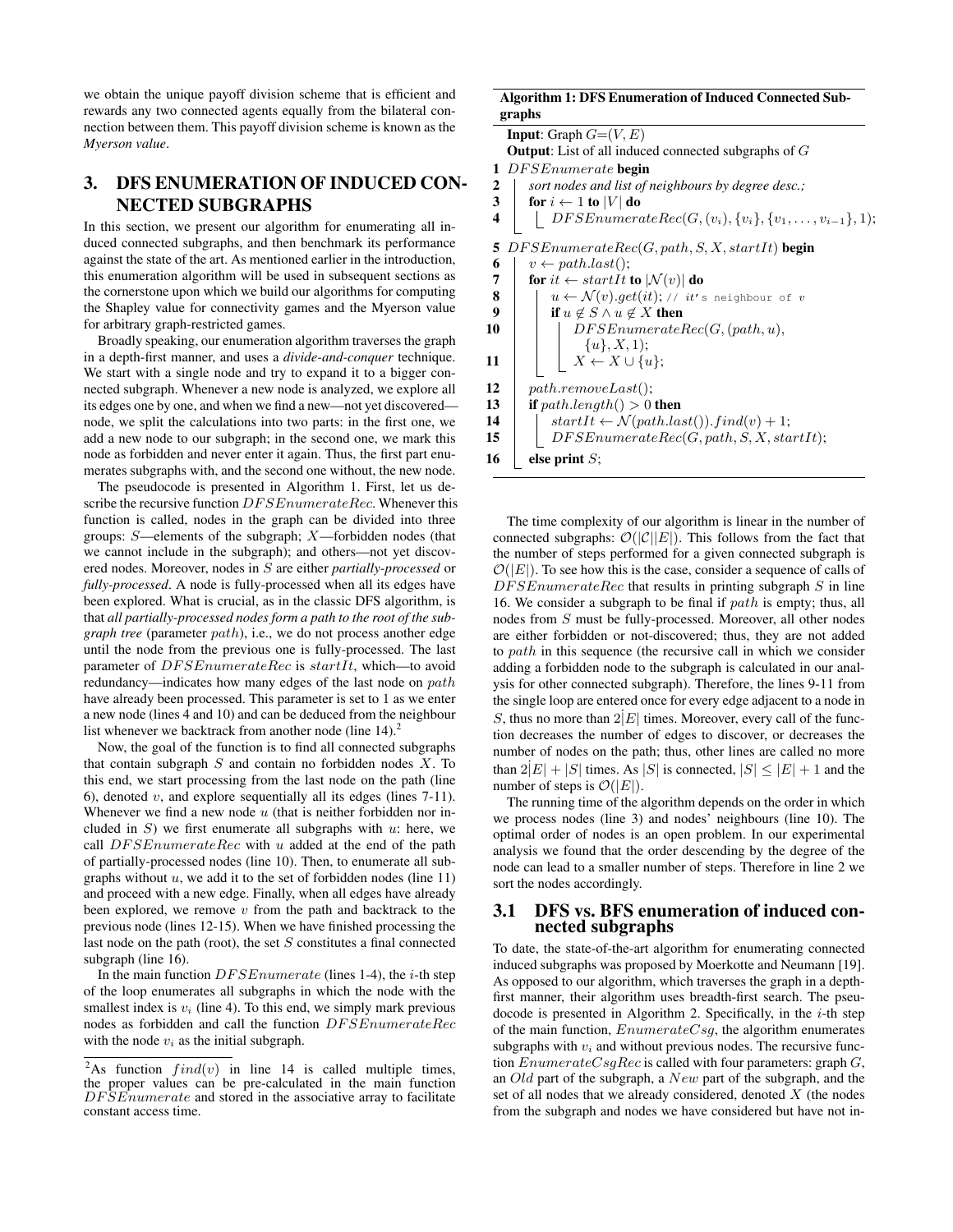we obtain the unique payoff division scheme that is efficient and rewards any two connected agents equally from the bilateral connection between them. This payoff division scheme is known as the *Myerson value*.

## 3. DFS ENUMERATION OF INDUCED CONNECTED SUBGRAPHS

In this section, we present our algorithm for enumerating all induced connected subgraphs, and then benchmark its performance against the state of the art. As mentioned earlier in the introduction, this enumeration algorithm will be used in subsequent sections as the cornerstone upon which we build our algorithms for computing the Shapley value for connectivity games and the Myerson value for arbitrary graph-restricted games.

Broadly speaking, our enumeration algorithm traverses the graph in a depth-first manner, and uses a *divide-and-conquer* technique. We start with a single node and try to expand it to a bigger connected subgraph. Whenever a new node is analyzed, we explore all its edges one by one, and when we find a new—not yet discovered—node, we split the calculations into two parts: in the first one, we add a new node to our subgraph; in the second one, we mark this node as forbidden and never enter it again. Thus, the first part enumerates subgraphs with, and the second one without, the new node.

The pseudocode is presented in Algorithm 1. First, let us describe the recursive function $DFSEnumerateRec$. Whenever this function is called, nodes in the graph can be divided into three groups: $S$—elements of the subgraph; $X$—forbidden nodes (that we cannot include in the subgraph); and others—not yet discovered nodes. Moreover, nodes in $S$ are either *partially-processed* or *fully-processed*. A node is fully-processed when all its edges have been explored. What is crucial, as in the classic DFS algorithm, is that *all partially-processed nodes form a path to the root of the subgraph tree* (parameter $path$), i.e., we do not process another edge until the node from the previous one is fully-processed. The last parameter of $DFSEnumerateRec$ is $startIt$, which—to avoid redundancy—indicates how many edges of the last node on $path$ have already been processed. This parameter is set to 1 as we enter a new node (lines 4 and 10) and can be deduced from the neighbour list whenever we backtrack from another node (line 14).[2]

Now, the goal of the function is to find all connected subgraphs that contain subgraph $S$ and contain no forbidden nodes $X$. To this end, we start processing from the last node on the path (line 6), denoted $v$, and explore sequentially all its edges (lines 7-11). Whenever we find a new node $u$ (that is neither forbidden nor included in $S$) we first enumerate all subgraphs with $u$: here, we call $DFSEnumerateRec$ with $u$ added at the end of the path of partially-processed nodes (line 10). Then, to enumerate all subgraphs without $u$, we add it to the set of forbidden nodes (line 11) and proceed with a new edge. Finally, when all edges have already been explored, we remove $v$ from the path and backtrack to the previous node (lines 12-15). When we have finished processing the last node on the path (root), the set $S$ constitutes a final connected subgraph (line 16).

In the main function $DFSEnumerate$ (lines 1-4), the $i$-th step of the loop enumerates all subgraphs in which the node with the smallest index is $v_i$ (line 4). To this end, we simply mark previous nodes as forbidden and call the function $DFSEnumerateRec$ with the node $v_i$ as the initial subgraph.

[2] As function $find(v)$ in line 14 is called multiple times, the proper values can be pre-calculated in the main function $DFSEnumerate$ and stored in the associative array to facilitate constant access time.

**Algorithm 1: DFS Enumeration of Induced Connected Subgraphs**

```
Input: Graph G=(V,E)
Output: List of all induced connected subgraphs of G
1  DFSEnumerate begin
2      sort nodes and list of neighbours by degree desc.;
3      for i ← 1 to |V| do
4          DFSEnumerateRec(G, (v_i), {v_i}, {v_1, ..., v_{i-1}}, 1);
5  DFSEnumerateRec(G, path, S, X, startIt) begin
6      v ← path.last();
7      for it ← startIt to |N(v)| do
8          u ← N(v).get(it); // it's neighbour of v
9          if u ∉ S ∧ u ∉ X then
10             DFSEnumerateRec(G, (path, u), {u}, X, 1);
11             X ← X ∪ {u};
12     path.removeLast();
13     if path.length() > 0 then
14         startIt ← N(path.last()).find(v) + 1;
15         DFSEnumerateRec(G, path, S, X, startIt);
16     else print S;
```

The time complexity of our algorithm is linear in the number of connected subgraphs: $\mathcal{O}(|\mathcal{C}||E|)$. This follows from the fact that the number of steps performed for a given connected subgraph is $\mathcal{O}(|E|)$. To see how this is the case, consider a sequence of calls of $DFSEnumerateRec$ that results in printing subgraph $S$ in line 16. We consider a subgraph to be final if $path$ is empty; thus, all nodes from $S$ must be fully-processed. Moreover, all other nodes are either forbidden or not-discovered; thus, they are not added to $path$ in this sequence (the recursive call in which we consider adding a forbidden node to the subgraph is calculated in our analysis for other connected subgraph). Therefore, the lines 9-11 from the single loop are entered once for every edge adjacent to a node in $S$, thus no more than $2|E|$ times. Moreover, every call of the function decreases the number of edges to discover, or decreases the number of nodes on the path; thus, other lines are called no more than $2|E| + |S|$ times. As $|S|$ is connected, $|S| \leq |E| + 1$ and the number of steps is $\mathcal{O}(|E|)$.

The running time of the algorithm depends on the order in which we process nodes (line 3) and nodes' neighbours (line 10). The optimal order of nodes is an open problem. In our experimental analysis we found that the order descending by the degree of the node can lead to a smaller number of steps. Therefore in line 2 we sort the nodes accordingly.

### 3.1 DFS vs. BFS enumeration of induced connected subgraphs

To date, the state-of-the-art algorithm for enumerating connected induced subgraphs was proposed by Moerkotte and Neumann [19]. As opposed to our algorithm, which traverses the graph in a depth-first manner, their algorithm uses breadth-first search. The pseudocode is presented in Algorithm 2. Specifically, in the $i$-th step of the main function, $EnumerateCsg$, the algorithm enumerates subgraphs with $v_i$ and without previous nodes. The recursive function $EnumerateCsgRec$ is called with four parameters: graph $G$, an $Old$ part of the subgraph, a $New$ part of the subgraph, and the set of all nodes that we already considered, denoted $X$ (the nodes from the subgraph and nodes we have considered but have not in-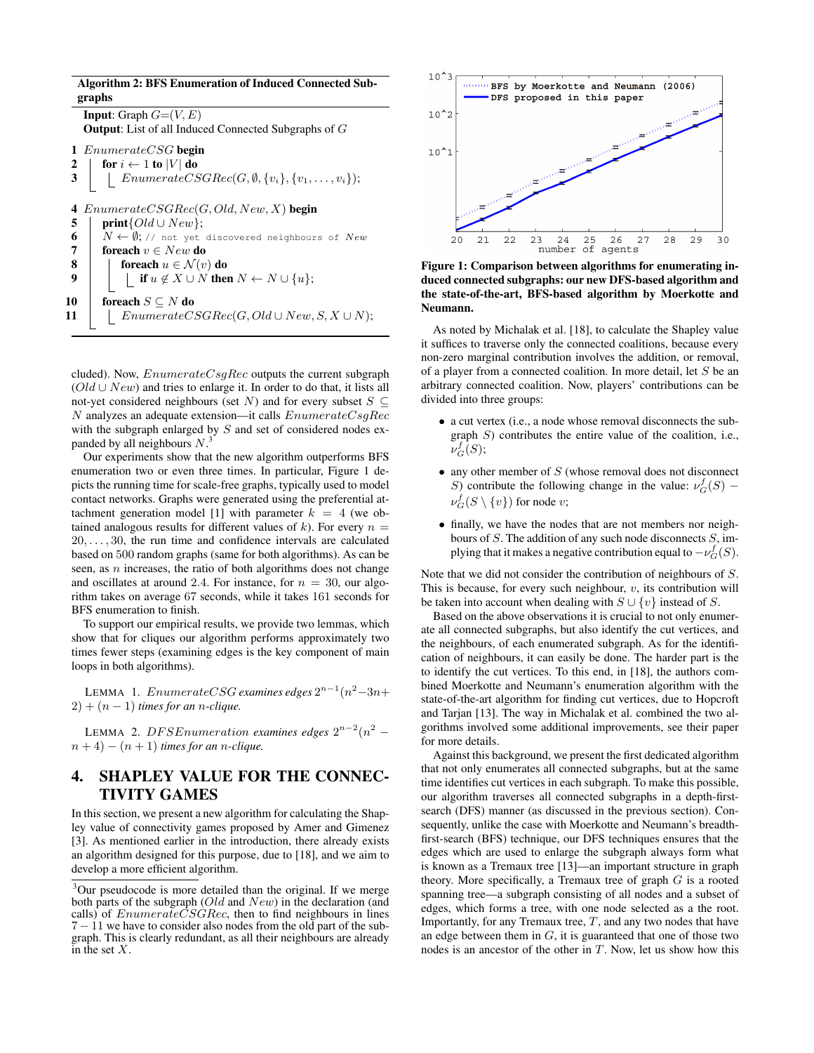**Algorithm 2: BFS Enumeration of Induced Connected Subgraphs**

**Input**: Graph $G=(V,E)$
**Output**: List of all Induced Connected Subgraphs of $G$

```
1  EnumerateCSG begin
2  |  for i ← 1 to |V| do
3  |  |  EnumerateCSGRec(G, ∅, {v_i}, {v_1, ..., v_i});

4  EnumerateCSGRec(G, Old, New, X) begin
5  |  print{Old ∪ New};
6  |  N ← ∅; // not yet discovered neighbours of New
7  |  foreach v ∈ New do
8  |  |  foreach u ∈ N(v) do
9  |  |  |  if u ∉ X ∪ N then N ← N ∪ {u};
10 |  foreach S ⊆ N do
11 |  |  EnumerateCSGRec(G, Old ∪ New, S, X ∪ N);
```

cluded). Now, $EnumerateCsgRec$ outputs the current subgraph ($Old \cup New$) and tries to enlarge it. In order to do that, it lists all not-yet considered neighbours (set $N$) and for every subset $S \subseteq N$ analyzes an adequate extension—it calls $EnumerateCsgRec$ with the subgraph enlarged by $S$ and set of considered nodes expanded by all neighbours $N$.[3]

Our experiments show that the new algorithm outperforms BFS enumeration two or even three times. In particular, Figure 1 depicts the running time for scale-free graphs, typically used to model contact networks. Graphs were generated using the preferential attachment generation model [1] with parameter $k = 4$ (we obtained analogous results for different values of $k$). For every $n = 20, \dots, 30$, the run time and confidence intervals are calculated based on 500 random graphs (same for both algorithms). As can be seen, as $n$ increases, the ratio of both algorithms does not change and oscillates at around 2.4. For instance, for $n = 30$, our algorithm takes on average 67 seconds, while it takes 161 seconds for BFS enumeration to finish.

To support our empirical results, we provide two lemmas, which show that for cliques our algorithm performs approximately two times fewer steps (examining edges is the key component of main loops in both algorithms).

LEMMA 1. *$EnumerateCSG$ examines edges $2^{n-1}(n^2-3n+2) + (n-1)$ times for an $n$-clique.*

LEMMA 2. *$DFSEnumeration$ examines edges $2^{n-2}(n^2-n+4) - (n+1)$ times for an $n$-clique.*

## 4. SHAPLEY VALUE FOR THE CONNECTIVITY GAMES

In this section, we present a new algorithm for calculating the Shapley value of connectivity games proposed by Amer and Gimenez [3]. As mentioned earlier in the introduction, there already exists an algorithm designed for this purpose, due to [18], and we aim to develop a more efficient algorithm.

[3] Our pseudocode is more detailed than the original. If we merge both parts of the subgraph ($Old$ and $New$) in the declaration (and calls) of $EnumerateCSGRec$, then to find neighbours in lines $7-11$ we have to consider also nodes from the old part of the subgraph. This is clearly redundant, as all their neighbours are already in the set $X$.

**Figure 1: Comparison between algorithms for enumerating induced connected subgraphs: our new DFS-based algorithm and the state-of-the-art, BFS-based algorithm by Moerkotte and Neumann.**

As noted by Michalak et al. [18], to calculate the Shapley value it suffices to traverse only the connected coalitions, because every non-zero marginal contribution involves the addition, or removal, of a player from a connected coalition. In more detail, let $S$ be an arbitrary connected coalition. Now, players' contributions can be divided into three groups:

- a cut vertex (i.e., a node whose removal disconnects the subgraph $S$) contributes the entire value of the coalition, i.e., $\nu_G^f(S)$;
- any other member of $S$ (whose removal does not disconnect $S$) contribute the following change in the value: $\nu_G^f(S) - \nu_G^f(S \setminus \{v\})$ for node $v$;
- finally, we have the nodes that are not members nor neighbours of $S$. The addition of any such node disconnects $S$, implying that it makes a negative contribution equal to $-\nu_G^f(S)$.

Note that we did not consider the contribution of neighbours of $S$. This is because, for every such neighbour, $v$, its contribution will be taken into account when dealing with $S \cup \{v\}$ instead of $S$.

Based on the above observations it is crucial to not only enumerate all connected subgraphs, but also identify the cut vertices, and the neighbours, of each enumerated subgraph. As for the identification of neighbours, it can easily be done. The harder part is the to identify the cut vertices. To this end, in [18], the authors combined Moerkotte and Neumann's enumeration algorithm with the state-of-the-art algorithm for finding cut vertices, due to Hopcroft and Tarjan [13]. The way in Michalak et al. combined the two algorithms involved some additional improvements, see their paper for more details.

Against this background, we present the first dedicated algorithm that not only enumerates all connected subgraphs, but at the same time identifies cut vertices in each subgraph. To make this possible, our algorithm traverses all connected subgraphs in a depth-first-search (DFS) manner (as discussed in the previous section). Consequently, unlike the case with Moerkotte and Neumann's breadth-first-search (BFS) technique, our DFS techniques ensures that the edges which are used to enlarge the subgraph always form what is known as a Tremaux tree [13]—an important structure in graph theory. More specifically, a Tremaux tree of graph $G$ is a rooted spanning tree—a subgraph consisting of all nodes and a subset of edges, which forms a tree, with one node selected as a the root. Importantly, for any Tremaux tree, $T$, and any two nodes that have an edge between them in $G$, it is guaranteed that one of those two nodes is an ancestor of the other in $T$. Now, let us show how this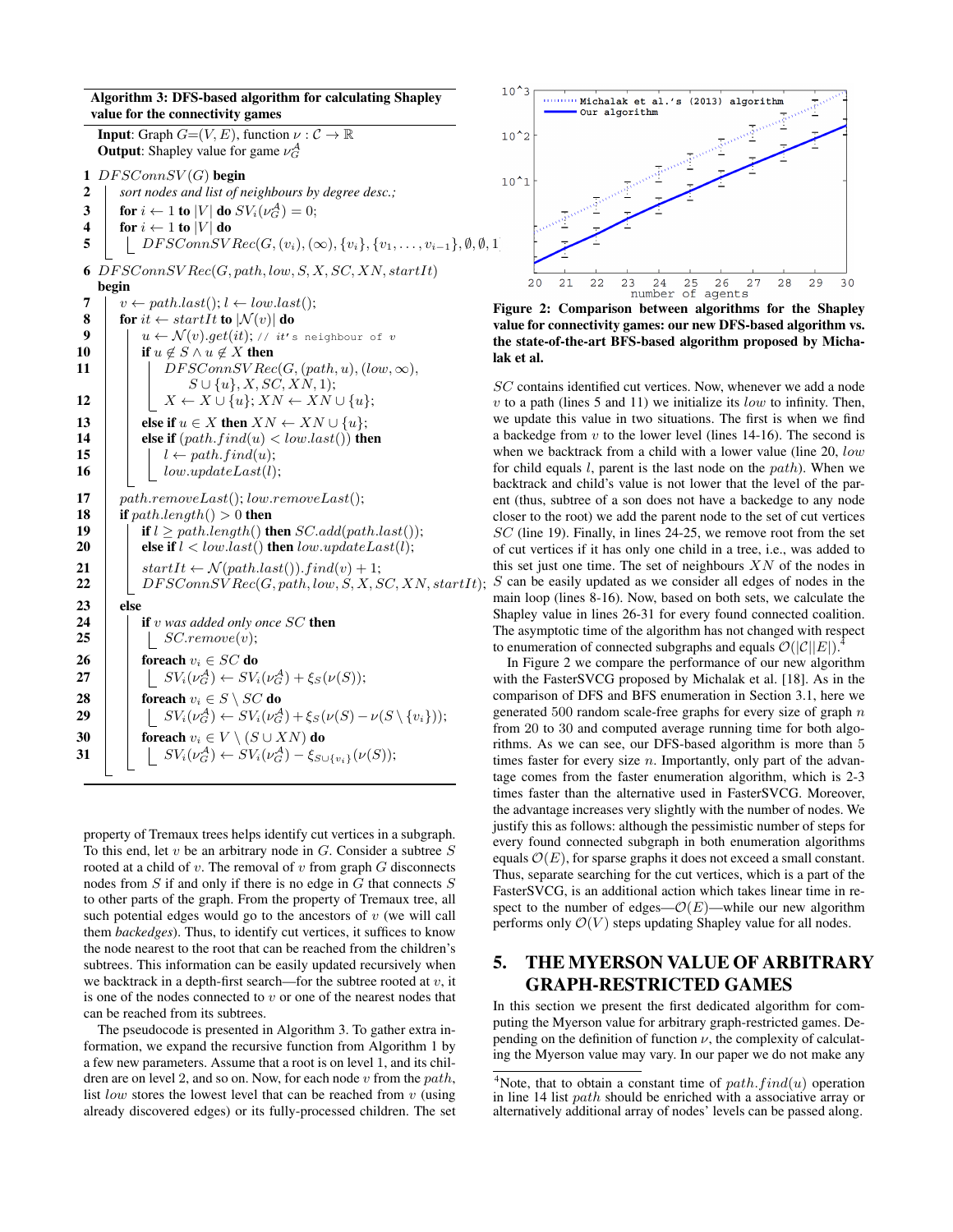**Algorithm 3: DFS-based algorithm for calculating Shapley value for the connectivity games**

**Input**: Graph $G=(V,E)$, function $\nu : \mathcal{C} \to \mathbb{R}$
**Output**: Shapley value for game $\nu_G^{\mathcal{A}}$

```
1  DFSConnSV(G) begin
2      sort nodes and list of neighbours by degree desc.;
3      for i ← 1 to |V| do SV_i(ν_G^A) = 0;
4      for i ← 1 to |V| do
5          DFSConnSVRec(G, (v_i), (∞), {v_i}, {v_1, ..., v_{i-1}}, ∅, ∅, 1)
6  DFSConnSVRec(G, path, low, S, X, SC, XN, startIt)
   begin
7      v ← path.last(); l ← low.last();
8      for it ← startIt to |N(v)| do
9          u ← N(v).get(it); // it's neighbour of v
10         if u ∉ S ∧ u ∉ X then
11             DFSConnSVRec(G, (path, u), (low, ∞),
                   S ∪ {u}, X, SC, XN, 1);
12             X ← X ∪ {u}; XN ← XN ∪ {u};
13         else if u ∈ X then XN ← XN ∪ {u};
14         else if (path.find(u) < low.last()) then
15             l ← path.find(u);
16             low.updateLast(l);
17     path.removeLast(); low.removeLast();
18     if path.length() > 0 then
19         if l ≥ path.length() then SC.add(path.last());
20         else if l < low.last() then low.updateLast(l);
21         startIt ← N(path.last()).find(v) + 1;
22         DFSConnSVRec(G, path, low, S, X, SC, XN, startIt);
23     else
24         if v was added only once SC then
25             SC.remove(v);
26         foreach v_i ∈ SC do
27             SV_i(ν_G^A) ← SV_i(ν_G^A) + ξ_S(ν(S));
28         foreach v_i ∈ S \ SC do
29             SV_i(ν_G^A) ← SV_i(ν_G^A) + ξ_S(ν(S) − ν(S \ {v_i}));
30         foreach v_i ∈ V \ (S ∪ XN) do
31             SV_i(ν_G^A) ← SV_i(ν_G^A) − ξ_{S∪{v_i}}(ν(S));
```

property of Tremaux trees helps identify cut vertices in a subgraph. To this end, let $v$ be an arbitrary node in $G$. Consider a subtree $S$ rooted at a child of $v$. The removal of $v$ from graph $G$ disconnects nodes from $S$ if and only if there is no edge in $G$ that connects $S$ to other parts of the graph. From the property of Tremaux tree, all such potential edges would go to the ancestors of $v$ (we will call them *backedges*). Thus, to identify cut vertices, it suffices to know the node nearest to the root that can be reached from the children's subtrees. This information can be easily updated recursively when we backtrack in a depth-first search—for the subtree rooted at $v$, it is one of the nodes connected to $v$ or one of the nearest nodes that can be reached from its subtrees.

The pseudocode is presented in Algorithm 3. To gather extra information, we expand the recursive function from Algorithm 1 by a few new parameters. Assume that a root is on level 1, and its children are on level 2, and so on. Now, for each node $v$ from the $path$, list $low$ stores the lowest level that can be reached from $v$ (using already discovered edges) or its fully-processed children. The set $SC$ contains identified cut vertices. Now, whenever we add a node $v$ to a path (lines 5 and 11) we initialize its $low$ to infinity. Then, we update this value in two situations. The first is when we find a backedge from $v$ to the lower level (lines 14-16). The second is when we backtrack from a child with a lower value (line 20, $low$ for child equals $l$, parent is the last node on the $path$). When we backtrack and child's value is not lower that the level of the parent (thus, subtree of a son does not have a backedge to any node closer to the root) we add the parent node to the set of cut vertices $SC$ (line 19). Finally, in lines 24-25, we remove root from the set of cut vertices if it has only one child in a tree, i.e., was added to this set just one time. The set of neighbours $XN$ of the nodes in $S$ can be easily updated as we consider all edges of nodes in the main loop (lines 8-16). Now, based on both sets, we calculate the Shapley value in lines 26-31 for every found connected coalition. The asymptotic time of the algorithm has not changed with respect to enumeration of connected subgraphs and equals $\mathcal{O}(|\mathcal{C}||E|)$.[4]

Figure 2: Comparison between algorithms for the Shapley value for connectivity games: our new DFS-based algorithm vs. the state-of-the-art BFS-based algorithm proposed by Michalak et al.

In Figure 2 we compare the performance of our new algorithm with the FasterSVCG proposed by Michalak et al. [18]. As in the comparison of DFS and BFS enumeration in Section 3.1, here we generated 500 random scale-free graphs for every size of graph $n$ from 20 to 30 and computed average running time for both algorithms. As we can see, our DFS-based algorithm is more than 5 times faster for every size $n$. Importantly, only part of the advantage comes from the faster enumeration algorithm, which is 2-3 times faster than the alternative used in FasterSVCG. Moreover, the advantage increases very slightly with the number of nodes. We justify this as follows: although the pessimistic number of steps for every found connected subgraph in both enumeration algorithms equals $\mathcal{O}(E)$, for sparse graphs it does not exceed a small constant. Thus, separate searching for the cut vertices, which is a part of the FasterSVCG, is an additional action which takes linear time in respect to the number of edges—$\mathcal{O}(E)$—while our new algorithm performs only $\mathcal{O}(V)$ steps updating Shapley value for all nodes.

## 5. THE MYERSON VALUE OF ARBITRARY GRAPH-RESTRICTED GAMES

In this section we present the first dedicated algorithm for computing the Myerson value for arbitrary graph-restricted games. Depending on the definition of function $\nu$, the complexity of calculating the Myerson value may vary. In our paper we do not make any

[4] Note, that to obtain a constant time of $path.find(u)$ operation in line 14 list $path$ should be enriched with a associative array or alternatively additional array of nodes' levels can be passed along.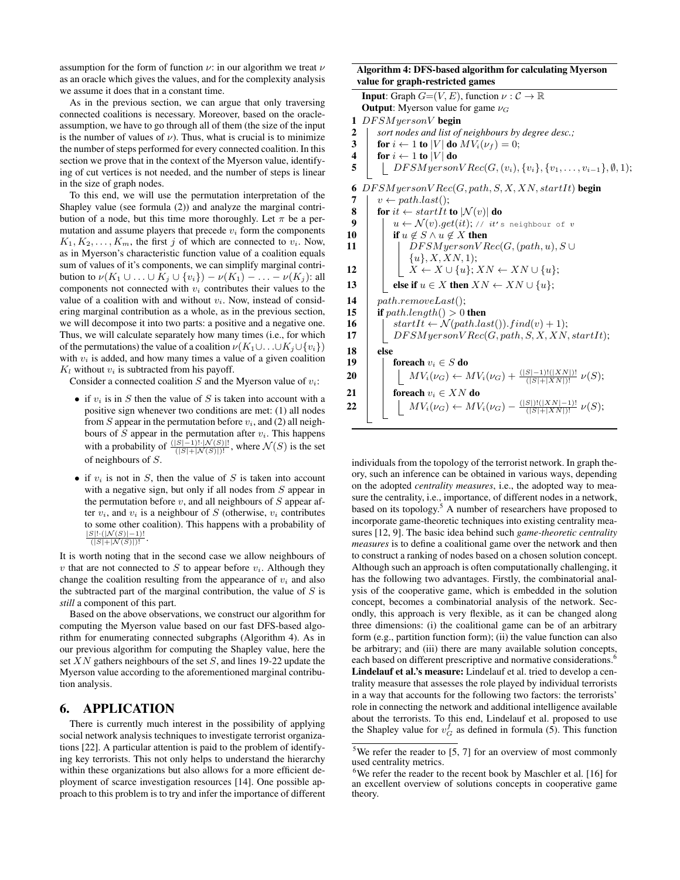assumption for the form of function $\nu$: in our algorithm we treat $\nu$ as an oracle which gives the values, and for the complexity analysis we assume it does that in a constant time.

As in the previous section, we can argue that only traversing connected coalitions is necessary. Moreover, based on the oracle-assumption, we have to go through all of them (the size of the input is the number of values of $\nu$). Thus, what is crucial is to minimize the number of steps performed for every connected coalition. In this section we prove that in the context of the Myerson value, identifying of cut vertices is not needed, and the number of steps is linear in the size of graph nodes.

To this end, we will use the permutation interpretation of the Shapley value (see formula (2)) and analyze the marginal contribution of a node, but this time more thoroughly. Let $\pi$ be a permutation and assume players that precede $v_i$ form the components $K_1, K_2, \dots, K_m$, the first $j$ of which are connected to $v_i$. Now, as in Myerson's characteristic function value of a coalition equals sum of values of it's components, we can simplify marginal contribution to $\nu(K_1 \cup \ldots \cup K_j \cup \{v_i\}) - \nu(K_1) - \ldots - \nu(K_j)$: all components not connected with $v_i$ contributes their values to the value of a coalition with and without $v_i$. Now, instead of considering marginal contribution as a whole, as in the previous section, we will decompose it into two parts: a positive and a negative one. Thus, we will calculate separately how many times (i.e., for which of the permutations) the value of a coalition $\nu(K_1 \cup \ldots \cup K_j \cup \{v_i\})$ with $v_i$ is added, and how many times a value of a given coalition $K_l$ without $v_i$ is subtracted from his payoff.

Consider a connected coalition $S$ and the Myerson value of $v_i$:

- if $v_i$ is in $S$ then the value of $S$ is taken into account with a positive sign whenever two conditions are met: (1) all nodes from $S$ appear in the permutation before $v_i$, and (2) all neighbours of $S$ appear in the permutation after $v_i$. This happens with a probability of $\frac{(|S|-1)! \cdot |\mathcal{N}(S)|!}{(|S|+|\mathcal{N}(S)|)!}$, where $\mathcal{N}(S)$ is the set of neighbours of $S$.
- if $v_i$ is not in $S$, then the value of $S$ is taken into account with a negative sign, but only if all nodes from $S$ appear in the permutation before $v$, and all neighbours of $S$ appear after $v_i$, and $v_i$ is a neighbour of $S$ (otherwise, $v_i$ contributes to some other coalition). This happens with a probability of $\frac{|S|! \cdot (|\mathcal{N}(S)|-1)!}{(|S|+|\mathcal{N}(S)|)!}$.

It is worth noting that in the second case we allow neighbours of $v$ that are not connected to $S$ to appear before $v_i$. Although they change the coalition resulting from the appearance of $v_i$ and also the subtracted part of the marginal contribution, the value of $S$ is *still* a component of this part.

Based on the above observations, we construct our algorithm for computing the Myerson value based on our fast DFS-based algorithm for enumerating connected subgraphs (Algorithm 4). As in our previous algorithm for computing the Shapley value, here the set $XN$ gathers neighbours of the set $S$, and lines 19-22 update the Myerson value according to the aforementioned marginal contribution analysis.

**Algorithm 4: DFS-based algorithm for calculating Myerson value for graph-restricted games**

```
Input: Graph G=(V,E), function ν : C → ℝ
Output: Myerson value for game ν_G
1  DFSMyersonV begin
2      sort nodes and list of neighbours by degree desc.;
3      for i ← 1 to |V| do MV_i(ν_f) = 0;
4      for i ← 1 to |V| do
5          DFSMyersonVRec(G, (v_i), {v_i}, {v_1, ..., v_{i-1}}, ∅, 1);
6  DFSMyersonVRec(G, path, S, X, XN, startIt) begin
7      v ← path.last();
8      for it ← startIt to |N(v)| do
9          u ← N(v).get(it); // it's neighbour of v
10         if u ∉ S ∧ u ∉ X then
11             DFSMyersonVRec(G, (path, u), S ∪ {u}, X, XN, 1);
12             X ← X ∪ {u}; XN ← XN ∪ {u};
13         else if u ∈ X then XN ← XN ∪ {u};
14     path.removeLast();
15     if path.length() > 0 then
16         startIt ← N(path.last()).find(v) + 1;
17         DFSMyersonVRec(G, path, S, X, XN, startIt);
18     else
19         foreach v_i ∈ S do
20             MV_i(ν_G) ← MV_i(ν_G) + ((|S|-1)!(|XN|)! / (|S|+|XN|)!) ν(S);
21         foreach v_i ∈ XN do
22             MV_i(ν_G) ← MV_i(ν_G) − ((|S|)!(|XN|-1)! / (|S|+|XN|)!) ν(S);
```

## 6. APPLICATION

There is currently much interest in the possibility of applying social network analysis techniques to investigate terrorist organizations [22]. A particular attention is paid to the problem of identifying key terrorists. This not only helps to understand the hierarchy within these organizations but also allows for a more efficient deployment of scarce investigation resources [14]. One possible approach to this problem is to try and infer the importance of different individuals from the topology of the terrorist network. In graph theory, such an inference can be obtained in various ways, depending on the adopted *centrality measures*, i.e., the adopted way to measure the centrality, i.e., importance, of different nodes in a network, based on its topology.[5] A number of researchers have proposed to incorporate game-theoretic techniques into existing centrality measures [12, 9]. The basic idea behind such *game-theoretic centrality measures* is to define a coalitional game over the network and then to construct a ranking of nodes based on a chosen solution concept. Although such an approach is often computationally challenging, it has the following two advantages. Firstly, the combinatorial analysis of the cooperative game, which is embedded in the solution concept, becomes a combinatorial analysis of the network. Secondly, this approach is very flexible, as it can be changed along three dimensions: (i) the coalitional game can be of an arbitrary form (e.g., partition function form); (ii) the value function can also be arbitrary; and (iii) there are many available solution concepts, each based on different prescriptive and normative considerations.[6]

**Lindelauf et al.'s measure:** Lindelauf et al. tried to develop a centrality measure that assesses the role played by individual terrorists in a way that accounts for the following two factors: the terrorists' role in connecting the network and additional intelligence available about the terrorists. To this end, Lindelauf et al. proposed to use the Shapley value for $v_G^f$ as defined in formula (5). This function

[5] We refer the reader to [5, 7] for an overview of most commonly used centrality metrics.

[6] We refer the reader to the recent book by Maschler et al. [16] for an excellent overview of solutions concepts in cooperative game theory.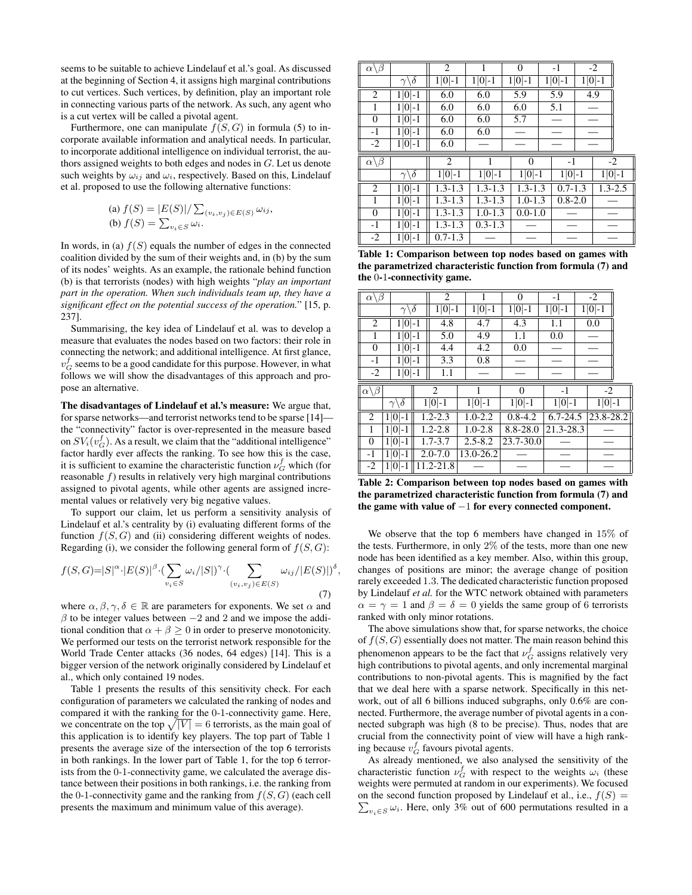seems to be suitable to achieve Lindelauf et al.'s goal. As discussed at the beginning of Section 4, it assigns high marginal contributions to cut vertices. Such vertices, by definition, play an important role in connecting various parts of the network. As such, any agent who is a cut vertex will be called a pivotal agent.

Furthermore, one can manipulate $f(S,G)$ in formula (5) to incorporate available information and analytical needs. In particular, to incorporate additional intelligence on individual terrorist, the authors assigned weights to both edges and nodes in $G$. Let us denote such weights by $\omega_{ij}$ and $\omega_i$, respectively. Based on this, Lindelauf et al. proposed to use the following alternative functions:

(a) $f(S) = |E(S)|/\sum_{(v_i,v_j)\in E(S)} \omega_{ij}$,
(b) $f(S) = \sum_{v_i \in S} \omega_i$.

In words, in (a) $f(S)$ equals the number of edges in the connected coalition divided by the sum of their weights and, in (b) by the sum of its nodes' weights. As an example, the rationale behind function (b) is that terrorists (nodes) with high weights "*play an important part in the operation. When such individuals team up, they have a significant effect on the potential success of the operation.*" [15, p. 237].

Summarising, the key idea of Lindelauf et al. was to develop a measure that evaluates the nodes based on two factors: their role in connecting the network; and additional intelligence. At first glance, $v^f_G$ seems to be a good candidate for this purpose. However, in what follows we will show the disadvantages of this approach and propose an alternative.

**The disadvantages of Lindelauf et al.'s measure:** We argue that, for sparse networks—and terrorist networks tend to be sparse [14]—the "connectivity" factor is over-represented in the measure based on $SV_i(v^f_G)$. As a result, we claim that the "additional intelligence" factor hardly ever affects the ranking. To see how this is the case, it is sufficient to examine the characteristic function $\nu^f_G$ which (for reasonable $f$) results in relatively very high marginal contributions assigned to pivotal agents, while other agents are assigned incremental values or relatively very big negative values.

To support our claim, let us perform a sensitivity analysis of Lindelauf et al.'s centrality by (i) evaluating different forms of the function $f(S,G)$ and (ii) considering different weights of nodes. Regarding (i), we consider the following general form of $f(S,G)$:

$$f(S,G) = |S|^{\alpha} \cdot |E(S)|^{\beta} \cdot (\sum_{v_i \in S} \omega_i / |S|)^{\gamma} \cdot (\sum_{(v_i,v_j)\in E(S)} \omega_{ij}/|E(S)|)^{\delta}, \quad (7)$$

where $\alpha, \beta, \gamma, \delta \in \mathbb{R}$ are parameters for exponents. We set $\alpha$ and $\beta$ to be integer values between $-2$ and 2 and we impose the additional condition that $\alpha + \beta \geq 0$ in order to preserve monotonicity. We performed our tests on the terrorist network responsible for the World Trade Center attacks (36 nodes, 64 edges) [14]. This is a bigger version of the network originally considered by Lindelauf et al., which only contained 19 nodes.

Table 1 presents the results of this sensitivity check. For each configuration of parameters we calculated the ranking of nodes and compared it with the ranking for the 0-1-connectivity game. Here, we concentrate on the top $\sqrt{|V|} = 6$ terrorists, as the main goal of this application is to identify key players. The top part of Table 1 presents the average size of the intersection of the top 6 terrorists in both rankings. In the lower part of Table 1, for the top 6 terrorists from the 0-1-connectivity game, we calculated the average distance between their positions in both rankings, i.e. the ranking from the 0-1-connectivity game and the ranking from $f(S,G)$ (each cell presents the maximum and minimum value of this average).

| $\alpha\backslash\beta$ | | 2 | 1 | 0 | -1 | -2 |
|---|---|---|---|---|---|---|
| | $\gamma\backslash\delta$ | 1\|0\|-1 | 1\|0\|-1 | 1\|0\|-1 | 1\|0\|-1 | 1\|0\|-1 |
| 2 | 1\|0\|-1 | 6.0 | 6.0 | 5.9 | 5.9 | 4.9 |
| 1 | 1\|0\|-1 | 6.0 | 6.0 | 6.0 | 5.1 | — |
| 0 | 1\|0\|-1 | 6.0 | 6.0 | 5.7 | — | — |
| -1 | 1\|0\|-1 | 6.0 | 6.0 | — | — | — |
| -2 | 1\|0\|-1 | 6.0 | — | — | — | — |

| $\alpha\backslash\beta$ | | 2 | 1 | 0 | -1 | -2 |
|---|---|---|---|---|---|---|
| | $\gamma\backslash\delta$ | 1\|0\|-1 | 1\|0\|-1 | 1\|0\|-1 | 1\|0\|-1 | 1\|0\|-1 |
| 2 | 1\|0\|-1 | 1.3-1.3 | 1.3-1.3 | 1.3-1.3 | 0.7-1.3 | 1.3-2.5 |
| 1 | 1\|0\|-1 | 1.3-1.3 | 1.3-1.3 | 1.0-1.3 | 0.8-2.0 | — |
| 0 | 1\|0\|-1 | 1.3-1.3 | 1.0-1.3 | 0.0-1.0 | — | — |
| -1 | 1\|0\|-1 | 1.3-1.3 | 0.3-1.3 | — | — | — |
| -2 | 1\|0\|-1 | 0.7-1.3 | — | — | — | — |

**Table 1: Comparison between top nodes based on games with the parametrized characteristic function from formula (7) and the 0-1-connectivity game.**

| $\alpha\backslash\beta$ | | 2 | 1 | 0 | -1 | -2 |
|---|---|---|---|---|---|---|
| | $\gamma\backslash\delta$ | 1\|0\|-1 | 1\|0\|-1 | 1\|0\|-1 | 1\|0\|-1 | 1\|0\|-1 |
| 2 | 1\|0\|-1 | 4.8 | 4.7 | 4.3 | 1.1 | 0.0 |
| 1 | 1\|0\|-1 | 5.0 | 4.9 | 1.1 | 0.0 | — |
| 0 | 1\|0\|-1 | 4.4 | 4.2 | 0.0 | — | — |
| -1 | 1\|0\|-1 | 3.3 | 0.8 | — | — | — |
| -2 | 1\|0\|-1 | 1.1 | — | — | — | — |

| $\alpha\backslash\beta$ | | 2 | 1 | 0 | -1 | -2 |
|---|---|---|---|---|---|---|
| | $\gamma\backslash\delta$ | 1\|0\|-1 | 1\|0\|-1 | 1\|0\|-1 | 1\|0\|-1 | 1\|0\|-1 |
| 2 | 1\|0\|-1 | 1.2-2.3 | 1.0-2.2 | 0.8-4.2 | 6.7-24.5 | 23.8-28.2 |
| 1 | 1\|0\|-1 | 1.2-2.8 | 1.0-2.8 | 8.8-28.0 | 21.3-28.3 | — |
| 0 | 1\|0\|-1 | 1.7-3.7 | 2.5-8.2 | 23.7-30.0 | — | — |
| -1 | 1\|0\|-1 | 2.0-7.0 | 13.0-26.2 | — | — | — |
| -2 | 1\|0\|-1 | 11.2-21.8 | — | — | — | — |

**Table 2: Comparison between top nodes based on games with the parametrized characteristic function from formula (7) and the game with value of $-1$ for every connected component.**

We observe that the top 6 members have changed in 15% of the tests. Furthermore, in only 2% of the tests, more than one new node has been identified as a key member. Also, within this group, changes of positions are minor; the average change of position rarely exceeded 1.3. The dedicated characteristic function proposed by Lindelauf *et al.* for the WTC network obtained with parameters $\alpha = \gamma = 1$ and $\beta = \delta = 0$ yields the same group of 6 terrorists ranked with only minor rotations.

The above simulations show that, for sparse networks, the choice of $f(S,G)$ essentially does not matter. The main reason behind this phenomenon appears to be the fact that $\nu^f_G$ assigns relatively very high contributions to pivotal agents, and only incremental marginal contributions to non-pivotal agents. This is magnified by the fact that we deal here with a sparse network. Specifically in this network, out of all 6 billions induced subgraphs, only 0.6% are connected. Furthermore, the average number of pivotal agents in a connected subgraph was high (8 to be precise). Thus, nodes that are crucial from the connectivity point of view will have a high ranking because $v^f_G$ favours pivotal agents.

As already mentioned, we also analysed the sensitivity of the characteristic function $\nu^f_G$ with respect to the weights $\omega_i$ (these weights were permuted at random in our experiments). We focused on the second function proposed by Lindelauf et al., i.e., $f(S) = \sum_{v_i \in S} \omega_i$. Here, only 3% out of 600 permutations resulted in a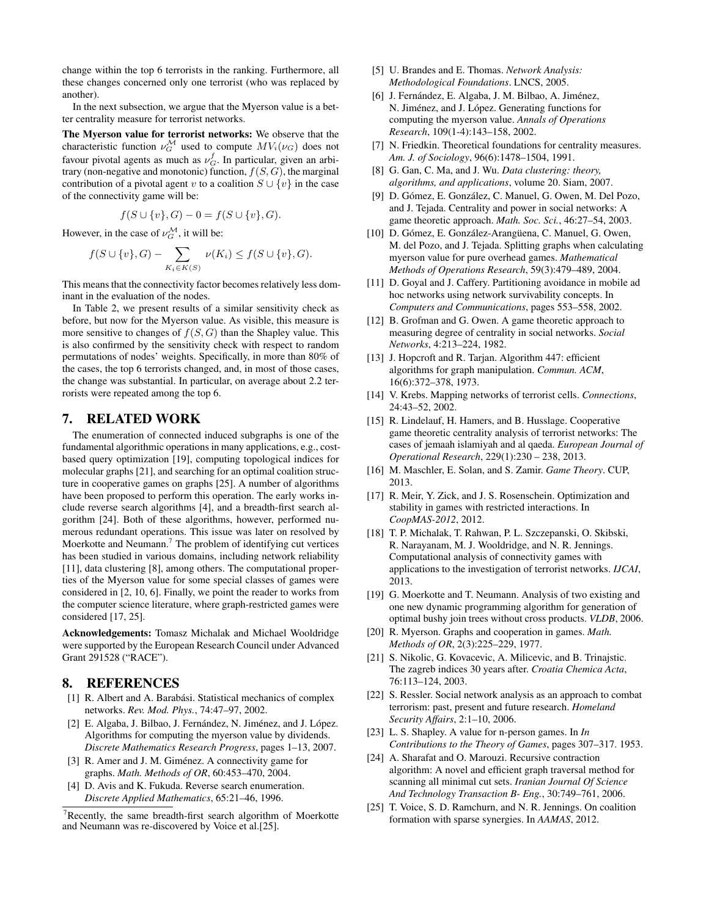change within the top 6 terrorists in the ranking. Furthermore, all these changes concerned only one terrorist (who was replaced by another).

In the next subsection, we argue that the Myerson value is a better centrality measure for terrorist networks.

**The Myerson value for terrorist networks:** We observe that the characteristic function $\nu_G^{\mathcal{M}}$ used to compute $MV_i(\nu_G)$ does not favour pivotal agents as much as $\nu_G^f$. In particular, given an arbitrary (non-negative and monotonic) function, $f(S, G)$, the marginal contribution of a pivotal agent $v$ to a coalition $S \cup \{v\}$ in the case of the connectivity game will be:

$$f(S \cup \{v\}, G) - 0 = f(S \cup \{v\}, G).$$

However, in the case of $\nu_G^{\mathcal{M}}$, it will be:

$$f(S \cup \{v\}, G) - \sum_{K_i \in K(S)} \nu(K_i) \leq f(S \cup \{v\}, G).$$

This means that the connectivity factor becomes relatively less dominant in the evaluation of the nodes.

In Table 2, we present results of a similar sensitivity check as before, but now for the Myerson value. As visible, this measure is more sensitive to changes of $f(S, G)$ than the Shapley value. This is also confirmed by the sensitivity check with respect to random permutations of nodes' weights. Specifically, in more than 80% of the cases, the top 6 terrorists changed, and, in most of those cases, the change was substantial. In particular, on average about 2.2 terrorists were repeated among the top 6.

## 7. RELATED WORK

The enumeration of connected induced subgraphs is one of the fundamental algorithmic operations in many applications, e.g., cost-based query optimization [19], computing topological indices for molecular graphs [21], and searching for an optimal coalition structure in cooperative games on graphs [25]. A number of algorithms have been proposed to perform this operation. The early works include reverse search algorithms [4], and a breadth-first search algorithm [24]. Both of these algorithms, however, performed numerous redundant operations. This issue was later on resolved by Moerkotte and Neumann.[7] The problem of identifying cut vertices has been studied in various domains, including network reliability [11], data clustering [8], among others. The computational properties of the Myerson value for some special classes of games were considered in [2, 10, 6]. Finally, we point the reader to works from the computer science literature, where graph-restricted games were considered [17, 25].

**Acknowledgements:** Tomasz Michalak and Michael Wooldridge were supported by the European Research Council under Advanced Grant 291528 ("RACE").

[7] Recently, the same breadth-first search algorithm of Moerkotte and Neumann was re-discovered by Voice et al.[25].

## 8. REFERENCES

[1] R. Albert and A. Barabási. Statistical mechanics of complex networks. *Rev. Mod. Phys.*, 74:47–97, 2002.

[2] E. Algaba, J. Bilbao, J. Fernández, N. Jiménez, and J. López. Algorithms for computing the myerson value by dividends. *Discrete Mathematics Research Progress*, pages 1–13, 2007.

[3] R. Amer and J. M. Giménez. A connectivity game for graphs. *Math. Methods of OR*, 60:453–470, 2004.

[4] D. Avis and K. Fukuda. Reverse search enumeration. *Discrete Applied Mathematics*, 65:21–46, 1996.

[5] U. Brandes and E. Thomas. *Network Analysis: Methodological Foundations*. LNCS, 2005.

[6] J. Fernández, E. Algaba, J. M. Bilbao, A. Jiménez, N. Jiménez, and J. López. Generating functions for computing the myerson value. *Annals of Operations Research*, 109(1-4):143–158, 2002.

[7] N. Friedkin. Theoretical foundations for centrality measures. *Am. J. of Sociology*, 96(6):1478–1504, 1991.

[8] G. Gan, C. Ma, and J. Wu. *Data clustering: theory, algorithms, and applications*, volume 20. Siam, 2007.

[9] D. Gómez, E. González, C. Manuel, G. Owen, M. Del Pozo, and J. Tejada. Centrality and power in social networks: A game theoretic approach. *Math. Soc. Sci.*, 46:27–54, 2003.

[10] D. Gómez, E. González-Arangüena, C. Manuel, G. Owen, M. del Pozo, and J. Tejada. Splitting graphs when calculating myerson value for pure overhead games. *Mathematical Methods of Operations Research*, 59(3):479–489, 2004.

[11] D. Goyal and J. Caffery. Partitioning avoidance in mobile ad hoc networks using network survivability concepts. In *Computers and Communications*, pages 553–558, 2002.

[12] B. Grofman and G. Owen. A game theoretic approach to measuring degree of centrality in social networks. *Social Networks*, 4:213–224, 1982.

[13] J. Hopcroft and R. Tarjan. Algorithm 447: efficient algorithms for graph manipulation. *Commun. ACM*, 16(6):372–378, 1973.

[14] V. Krebs. Mapping networks of terrorist cells. *Connections*, 24:43–52, 2002.

[15] R. Lindelauf, H. Hamers, and B. Husslage. Cooperative game theoretic centrality analysis of terrorist networks: The cases of jemaah islamiyah and al qaeda. *European Journal of Operational Research*, 229(1):230 – 238, 2013.

[16] M. Maschler, E. Solan, and S. Zamir. *Game Theory*. CUP, 2013.

[17] R. Meir, Y. Zick, and J. S. Rosenschein. Optimization and stability in games with restricted interactions. In *CoopMAS-2012*, 2012.

[18] T. P. Michalak, T. Rahwan, P. L. Szczepanski, O. Skibski, R. Narayanam, M. J. Wooldridge, and N. R. Jennings. Computational analysis of connectivity games with applications to the investigation of terrorist networks. *IJCAI*, 2013.

[19] G. Moerkotte and T. Neumann. Analysis of two existing and one new dynamic programming algorithm for generation of optimal bushy join trees without cross products. *VLDB*, 2006.

[20] R. Myerson. Graphs and cooperation in games. *Math. Methods of OR*, 2(3):225–229, 1977.

[21] S. Nikolic, G. Kovacevic, A. Milicevic, and B. Trinajstic. The zagreb indices 30 years after. *Croatia Chemica Acta*, 76:113–124, 2003.

[22] S. Ressler. Social network analysis as an approach to combat terrorism: past, present and future research. *Homeland Security Affairs*, 2:1–10, 2006.

[23] L. S. Shapley. A value for n-person games. In *In Contributions to the Theory of Games*, pages 307–317. 1953.

[24] A. Sharafat and O. Marouzi. Recursive contraction algorithm: A novel and efficient graph traversal method for scanning all minimal cut sets. *Iranian Journal Of Science And Technology Transaction B- Eng.*, 30:749–761, 2006.

[25] T. Voice, S. D. Ramchurn, and N. R. Jennings. On coalition formation with sparse synergies. In *AAMAS*, 2012.